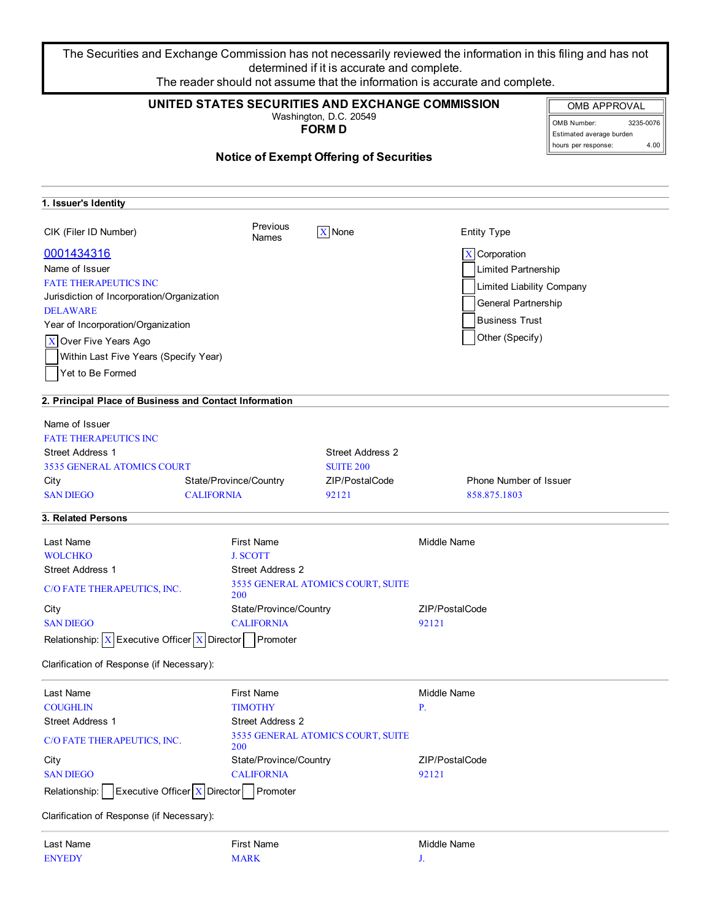The Securities and Exchange Commission has not necessarily reviewed the information in this filing and has not determined if it is accurate and complete.
The reader should not assume that the information is accurate and complete.

# UNITED STATES SECURITIES AND EXCHANGE COMMISSION
Washington, D.C. 20549

## FORM D

| OMB APPROVAL | |
|---|---|
| OMB Number: | 3235-0076 |
| Estimated average burden hours per response: | 4.00 |

## Notice of Exempt Offering of Securities

### 1. Issuer's Identity

CIK (Filer ID Number)
0001434316

Previous Names: [X] None

Entity Type
- [X] Corporation
- [ ] Limited Partnership
- [ ] Limited Liability Company
- [ ] General Partnership
- [ ] Business Trust
- [ ] Other (Specify)

Name of Issuer
FATE THERAPEUTICS INC

Jurisdiction of Incorporation/Organization
DELAWARE

Year of Incorporation/Organization
- [X] Over Five Years Ago
- [ ] Within Last Five Years (Specify Year)
- [ ] Yet to Be Formed

### 2. Principal Place of Business and Contact Information

Name of Issuer
FATE THERAPEUTICS INC

| Street Address 1 | Street Address 2 | | |
|---|---|---|---|
| 3535 GENERAL ATOMICS COURT | SUITE 200 | | |
| **City** | **State/Province/Country** | **ZIP/PostalCode** | **Phone Number of Issuer** |
| SAN DIEGO | CALIFORNIA | 92121 | 858.875.1803 |

### 3. Related Persons

| Last Name | First Name | Middle Name |
|---|---|---|
| WOLCHKO | J. SCOTT | |
| **Street Address 1** | **Street Address 2** | |
| C/O FATE THERAPEUTICS, INC. | 3535 GENERAL ATOMICS COURT, SUITE 200 | |
| **City** | **State/Province/Country** | **ZIP/PostalCode** |
| SAN DIEGO | CALIFORNIA | 92121 |

Relationship: [X] Executive Officer [X] Director [ ] Promoter

Clarification of Response (if Necessary):

| Last Name | First Name | Middle Name |
|---|---|---|
| COUGHLIN | TIMOTHY | P. |
| **Street Address 1** | **Street Address 2** | |
| C/O FATE THERAPEUTICS, INC. | 3535 GENERAL ATOMICS COURT, SUITE 200 | |
| **City** | **State/Province/Country** | **ZIP/PostalCode** |
| SAN DIEGO | CALIFORNIA | 92121 |

Relationship: [ ] Executive Officer [X] Director [ ] Promoter

Clarification of Response (if Necessary):

| Last Name | First Name | Middle Name |
|---|---|---|
| ENYEDY | MARK | J. |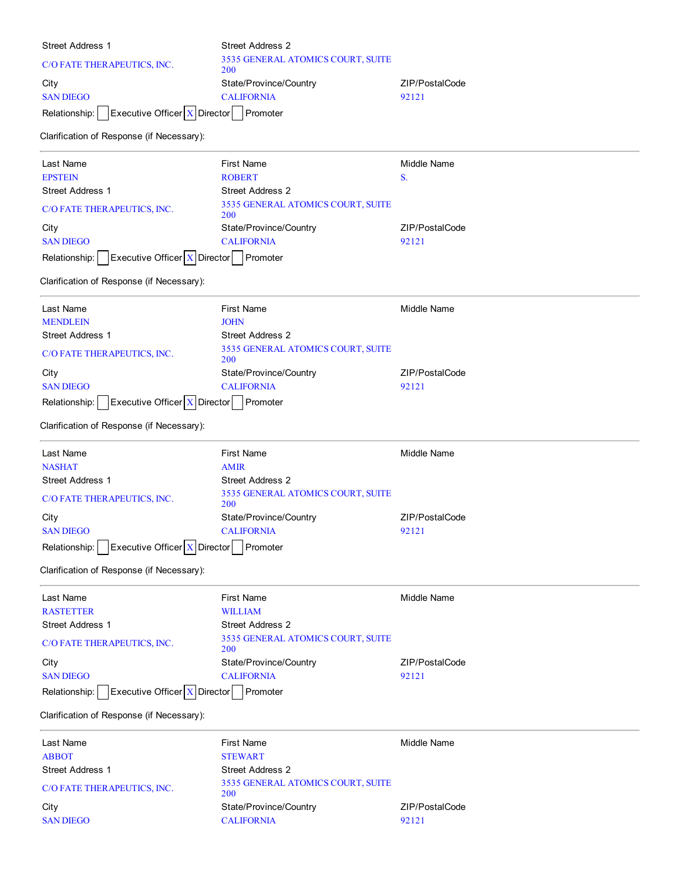| Street Address 1 | Street Address 2 | |
|---|---|---|
| C/O FATE THERAPEUTICS, INC. | 3535 GENERAL ATOMICS COURT, SUITE 200 | |
| City | State/Province/Country | ZIP/PostalCode |
| SAN DIEGO | CALIFORNIA | 92121 |

Relationship: [ ] Executive Officer [X] Director [ ] Promoter

Clarification of Response (if Necessary):

---

| Last Name | First Name | Middle Name |
|---|---|---|
| EPSTEIN | ROBERT | S. |
| Street Address 1 | Street Address 2 | |
| C/O FATE THERAPEUTICS, INC. | 3535 GENERAL ATOMICS COURT, SUITE 200 | |
| City | State/Province/Country | ZIP/PostalCode |
| SAN DIEGO | CALIFORNIA | 92121 |

Relationship: [ ] Executive Officer [X] Director [ ] Promoter

Clarification of Response (if Necessary):

---

| Last Name | First Name | Middle Name |
|---|---|---|
| MENDLEIN | JOHN | |
| Street Address 1 | Street Address 2 | |
| C/O FATE THERAPEUTICS, INC. | 3535 GENERAL ATOMICS COURT, SUITE 200 | |
| City | State/Province/Country | ZIP/PostalCode |
| SAN DIEGO | CALIFORNIA | 92121 |

Relationship: [ ] Executive Officer [X] Director [ ] Promoter

Clarification of Response (if Necessary):

---

| Last Name | First Name | Middle Name |
|---|---|---|
| NASHAT | AMIR | |
| Street Address 1 | Street Address 2 | |
| C/O FATE THERAPEUTICS, INC. | 3535 GENERAL ATOMICS COURT, SUITE 200 | |
| City | State/Province/Country | ZIP/PostalCode |
| SAN DIEGO | CALIFORNIA | 92121 |

Relationship: [ ] Executive Officer [X] Director [ ] Promoter

Clarification of Response (if Necessary):

---

| Last Name | First Name | Middle Name |
|---|---|---|
| RASTETTER | WILLIAM | |
| Street Address 1 | Street Address 2 | |
| C/O FATE THERAPEUTICS, INC. | 3535 GENERAL ATOMICS COURT, SUITE 200 | |
| City | State/Province/Country | ZIP/PostalCode |
| SAN DIEGO | CALIFORNIA | 92121 |

Relationship: [ ] Executive Officer [X] Director [ ] Promoter

Clarification of Response (if Necessary):

---

| Last Name | First Name | Middle Name |
|---|---|---|
| ABBOT | STEWART | |
| Street Address 1 | Street Address 2 | |
| C/O FATE THERAPEUTICS, INC. | 3535 GENERAL ATOMICS COURT, SUITE 200 | |
| City | State/Province/Country | ZIP/PostalCode |
| SAN DIEGO | CALIFORNIA | 92121 |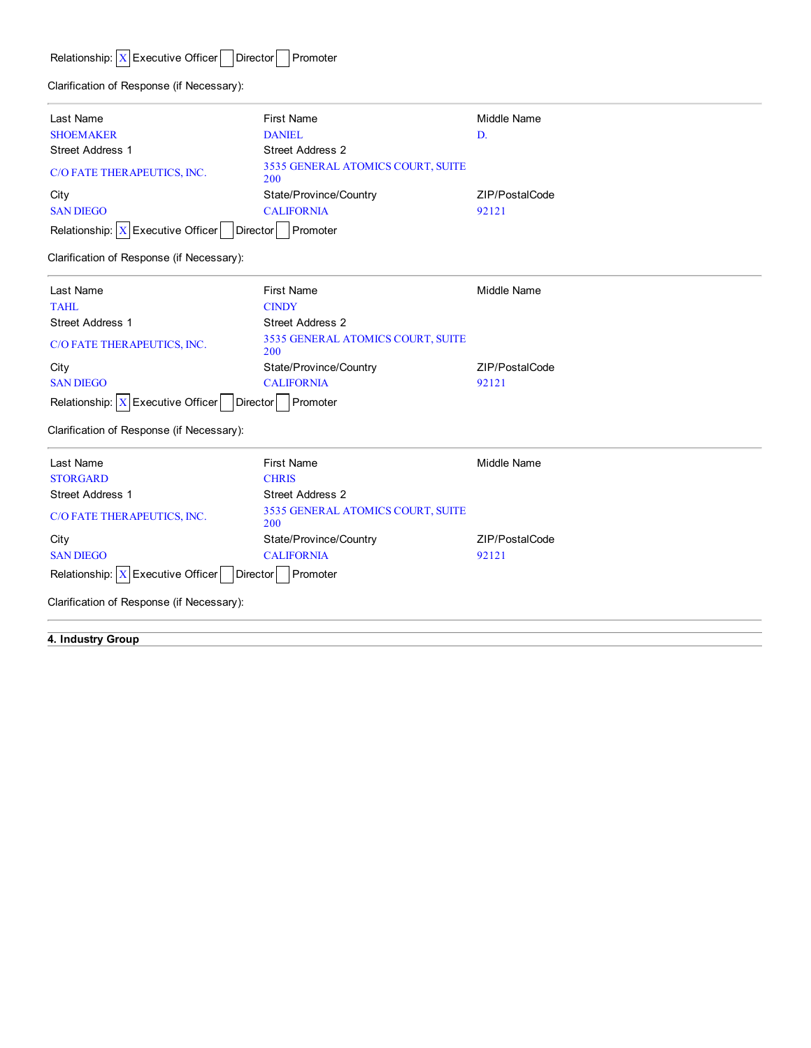Relationship: [X] Executive Officer [ ] Director [ ] Promoter

Clarification of Response (if Necessary):

---

| Last Name | First Name | Middle Name |
| --- | --- | --- |
| SHOEMAKER | DANIEL | D. |
| **Street Address 1** | **Street Address 2** | |
| C/O FATE THERAPEUTICS, INC. | 3535 GENERAL ATOMICS COURT, SUITE 200 | |
| **City** | **State/Province/Country** | **ZIP/PostalCode** |
| SAN DIEGO | CALIFORNIA | 92121 |

Relationship: [X] Executive Officer [ ] Director [ ] Promoter

Clarification of Response (if Necessary):

---

| Last Name | First Name | Middle Name |
| --- | --- | --- |
| TAHL | CINDY | |
| **Street Address 1** | **Street Address 2** | |
| C/O FATE THERAPEUTICS, INC. | 3535 GENERAL ATOMICS COURT, SUITE 200 | |
| **City** | **State/Province/Country** | **ZIP/PostalCode** |
| SAN DIEGO | CALIFORNIA | 92121 |

Relationship: [X] Executive Officer [ ] Director [ ] Promoter

Clarification of Response (if Necessary):

---

| Last Name | First Name | Middle Name |
| --- | --- | --- |
| STORGARD | CHRIS | |
| **Street Address 1** | **Street Address 2** | |
| C/O FATE THERAPEUTICS, INC. | 3535 GENERAL ATOMICS COURT, SUITE 200 | |
| **City** | **State/Province/Country** | **ZIP/PostalCode** |
| SAN DIEGO | CALIFORNIA | 92121 |

Relationship: [X] Executive Officer [ ] Director [ ] Promoter

Clarification of Response (if Necessary):

---

## 4. Industry Group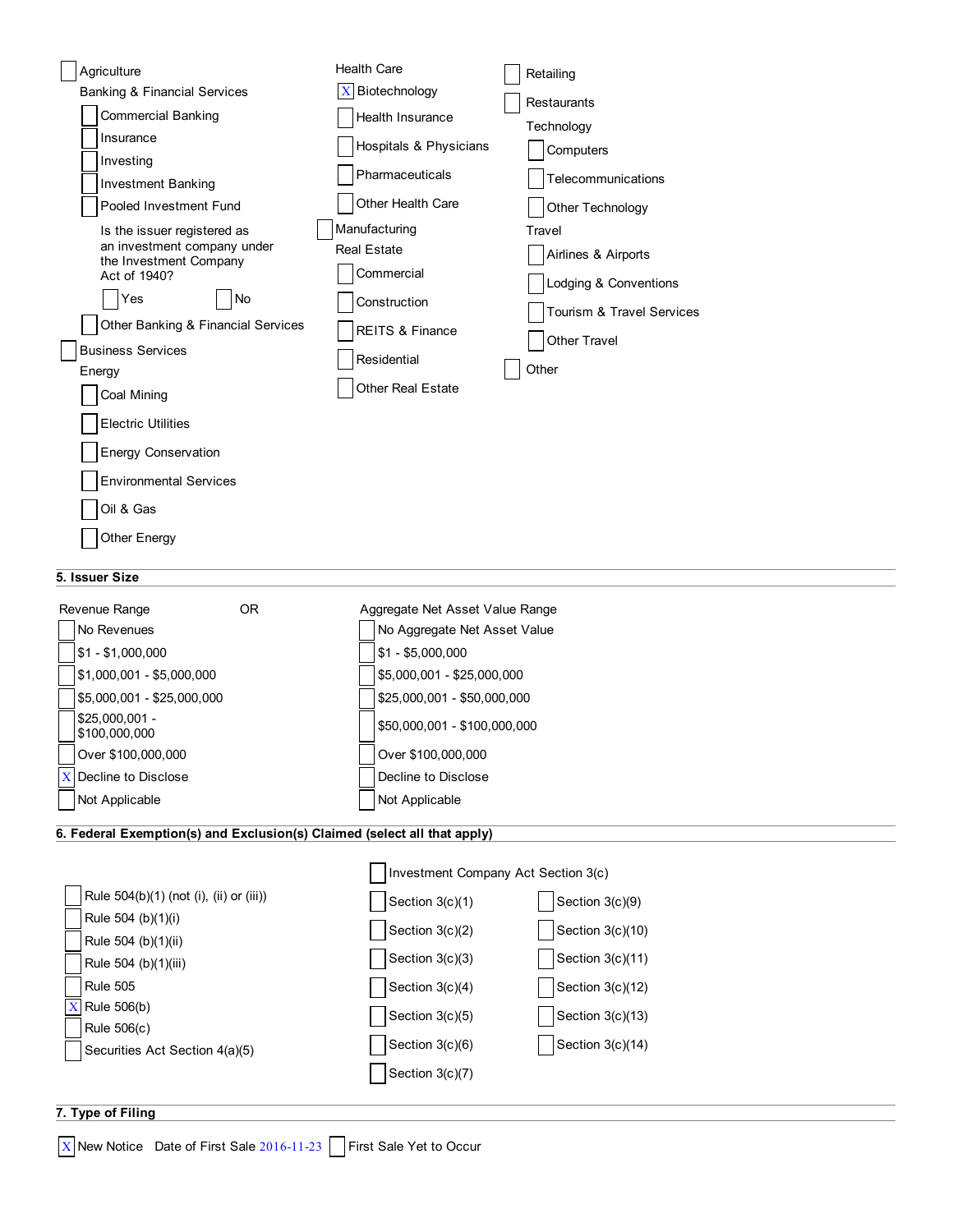- [ ] Agriculture
- Banking & Financial Services
  - [ ] Commercial Banking
  - [ ] Insurance
  - [ ] Investing
  - [ ] Investment Banking
  - [ ] Pooled Investment Fund

    Is the issuer registered as an investment company under the Investment Company Act of 1940?

    - [ ] Yes
    - [ ] No
  - [ ] Other Banking & Financial Services
- [ ] Business Services
- Energy
  - [ ] Coal Mining
  - [ ] Electric Utilities
  - [ ] Energy Conservation
  - [ ] Environmental Services
  - [ ] Oil & Gas
  - [ ] Other Energy
- Health Care
  - [X] Biotechnology
  - [ ] Health Insurance
  - [ ] Hospitals & Physicians
  - [ ] Pharmaceuticals
  - [ ] Other Health Care
- [ ] Manufacturing
- Real Estate
  - [ ] Commercial
  - [ ] Construction
  - [ ] REITS & Finance
  - [ ] Residential
  - [ ] Other Real Estate
- [ ] Retailing
- [ ] Restaurants
- Technology
  - [ ] Computers
  - [ ] Telecommunications
  - [ ] Other Technology
- Travel
  - [ ] Airlines & Airports
  - [ ] Lodging & Conventions
  - [ ] Tourism & Travel Services
  - [ ] Other Travel
- [ ] Other

## 5. Issuer Size

| Revenue Range | OR | Aggregate Net Asset Value Range |
|---|---|---|
| [ ] No Revenues | | [ ] No Aggregate Net Asset Value |
| [ ] $1 - $1,000,000 | | [ ] $1 - $5,000,000 |
| [ ] $1,000,001 - $5,000,000 | | [ ] $5,000,001 - $25,000,000 |
| [ ] $5,000,001 - $25,000,000 | | [ ] $25,000,001 - $50,000,000 |
| [ ] $25,000,001 - $100,000,000 | | [ ] $50,000,001 - $100,000,000 |
| [ ] Over $100,000,000 | | [ ] Over $100,000,000 |
| [X] Decline to Disclose | | [ ] Decline to Disclose |
| [ ] Not Applicable | | [ ] Not Applicable |

## 6. Federal Exemption(s) and Exclusion(s) Claimed (select all that apply)

- [ ] Rule 504(b)(1) (not (i), (ii) or (iii))
- [ ] Rule 504 (b)(1)(i)
- [ ] Rule 504 (b)(1)(ii)
- [ ] Rule 504 (b)(1)(iii)
- [ ] Rule 505
- [X] Rule 506(b)
- [ ] Rule 506(c)
- [ ] Securities Act Section 4(a)(5)

- [ ] Investment Company Act Section 3(c)
  - [ ] Section 3(c)(1)
  - [ ] Section 3(c)(2)
  - [ ] Section 3(c)(3)
  - [ ] Section 3(c)(4)
  - [ ] Section 3(c)(5)
  - [ ] Section 3(c)(6)
  - [ ] Section 3(c)(7)
  - [ ] Section 3(c)(9)
  - [ ] Section 3(c)(10)
  - [ ] Section 3(c)(11)
  - [ ] Section 3(c)(12)
  - [ ] Section 3(c)(13)
  - [ ] Section 3(c)(14)

## 7. Type of Filing

[X] New Notice Date of First Sale 2016-11-23 [ ] First Sale Yet to Occur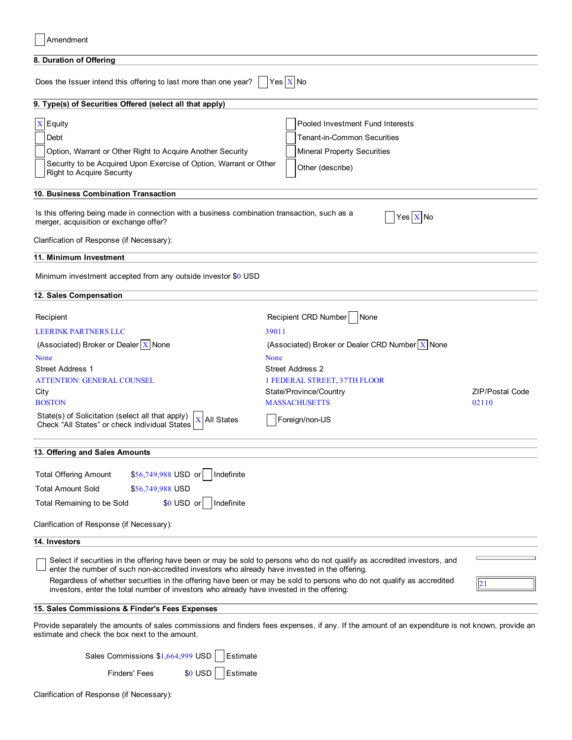☐ Amendment

## 8. Duration of Offering

Does the Issuer intend this offering to last more than one year? ☐ Yes ☒ No

## 9. Type(s) of Securities Offered (select all that apply)

- ☒ Equity
- ☐ Debt
- ☐ Option, Warrant or Other Right to Acquire Another Security
- ☐ Security to be Acquired Upon Exercise of Option, Warrant or Other Right to Acquire Security
- ☐ Pooled Investment Fund Interests
- ☐ Tenant-in-Common Securities
- ☐ Mineral Property Securities
- ☐ Other (describe)

## 10. Business Combination Transaction

Is this offering being made in connection with a business combination transaction, such as a merger, acquisition or exchange offer? ☐ Yes ☒ No

Clarification of Response (if Necessary):

## 11. Minimum Investment

Minimum investment accepted from any outside investor $0 USD

## 12. Sales Compensation

| | |
|---|---|
| Recipient | Recipient CRD Number ☐ None |
| LEERINK PARTNERS LLC | 39011 |
| (Associated) Broker or Dealer ☒ None | (Associated) Broker or Dealer CRD Number ☒ None |
| None | None |
| Street Address 1 | Street Address 2 |
| ATTENTION: GENERAL COUNSEL | 1 FEDERAL STREET, 37TH FLOOR |

| City | State/Province/Country | ZIP/Postal Code |
|---|---|---|
| BOSTON | MASSACHUSETTS | 02110 |

State(s) of Solicitation (select all that apply) Check "All States" or check individual States ☒ All States ☐ Foreign/non-US

## 13. Offering and Sales Amounts

Total Offering Amount $56,749,988 USD or ☐ Indefinite

Total Amount Sold $56,749,988 USD

Total Remaining to be Sold $0 USD or ☐ Indefinite

Clarification of Response (if Necessary):

## 14. Investors

☐ Select if securities in the offering have been or may be sold to persons who do not qualify as accredited investors, and enter the number of such non-accredited investors who already have invested in the offering.

Regardless of whether securities in the offering have been or may be sold to persons who do not qualify as accredited investors, enter the total number of investors who already have invested in the offering: 21

## 15. Sales Commissions & Finder's Fees Expenses

Provide separately the amounts of sales commissions and finders fees expenses, if any. If the amount of an expenditure is not known, provide an estimate and check the box next to the amount.

Sales Commissions $1,664,999 USD ☐ Estimate

Finders' Fees $0 USD ☐ Estimate

Clarification of Response (if Necessary):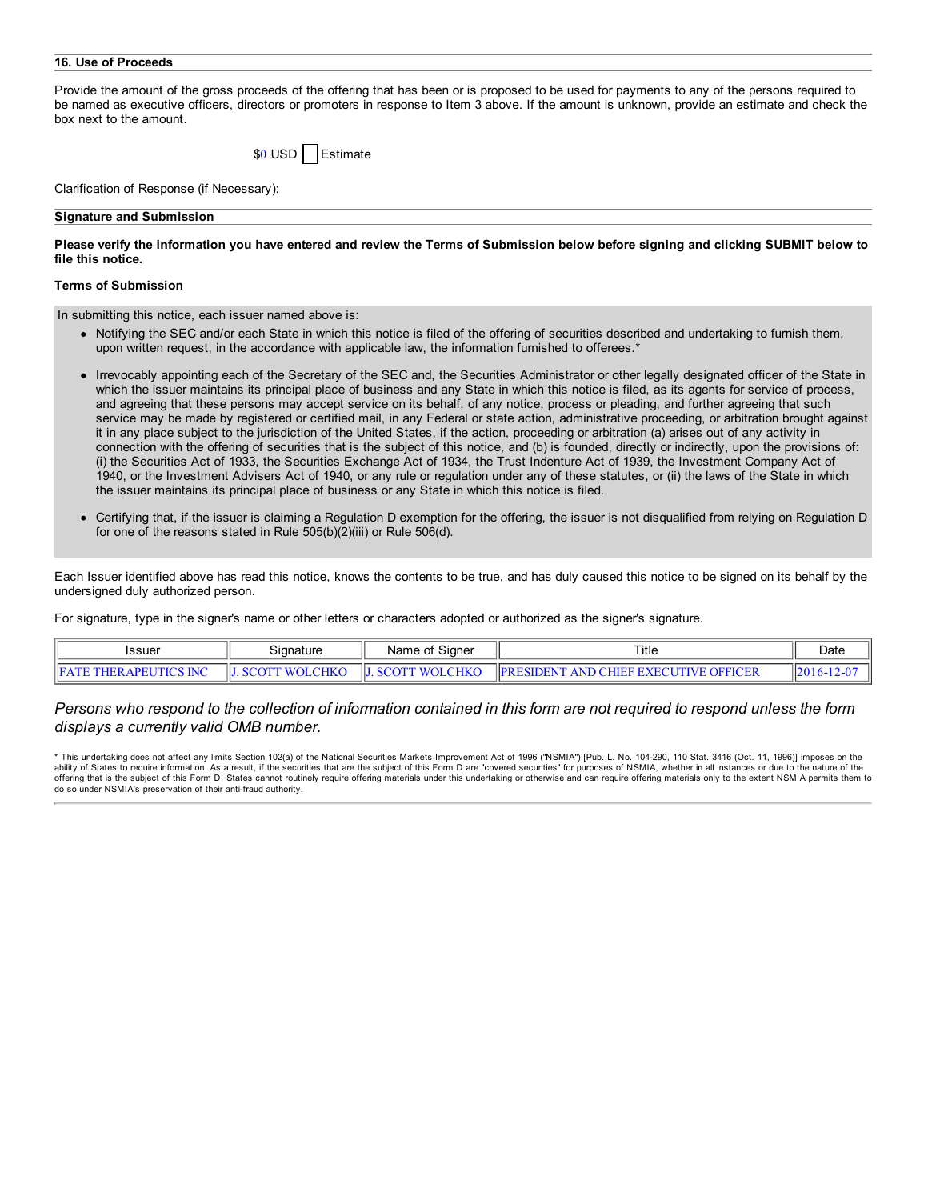### 16. Use of Proceeds

Provide the amount of the gross proceeds of the offering that has been or is proposed to be used for payments to any of the persons required to be named as executive officers, directors or promoters in response to Item 3 above. If the amount is unknown, provide an estimate and check the box next to the amount.

$0 USD ☐ Estimate

Clarification of Response (if Necessary):

### Signature and Submission

**Please verify the information you have entered and review the Terms of Submission below before signing and clicking SUBMIT below to file this notice.**

**Terms of Submission**

In submitting this notice, each issuer named above is:

- Notifying the SEC and/or each State in which this notice is filed of the offering of securities described and undertaking to furnish them, upon written request, in the accordance with applicable law, the information furnished to offerees.*
- Irrevocably appointing each of the Secretary of the SEC and, the Securities Administrator or other legally designated officer of the State in which the issuer maintains its principal place of business and any State in which this notice is filed, as its agents for service of process, and agreeing that these persons may accept service on its behalf, of any notice, process or pleading, and further agreeing that such service may be made by registered or certified mail, in any Federal or state action, administrative proceeding, or arbitration brought against it in any place subject to the jurisdiction of the United States, if the action, proceeding or arbitration (a) arises out of any activity in connection with the offering of securities that is the subject of this notice, and (b) is founded, directly or indirectly, upon the provisions of: (i) the Securities Act of 1933, the Securities Exchange Act of 1934, the Trust Indenture Act of 1939, the Investment Company Act of 1940, or the Investment Advisers Act of 1940, or any rule or regulation under any of these statutes, or (ii) the laws of the State in which the issuer maintains its principal place of business or any State in which this notice is filed.
- Certifying that, if the issuer is claiming a Regulation D exemption for the offering, the issuer is not disqualified from relying on Regulation D for one of the reasons stated in Rule 505(b)(2)(iii) or Rule 506(d).

Each Issuer identified above has read this notice, knows the contents to be true, and has duly caused this notice to be signed on its behalf by the undersigned duly authorized person.

For signature, type in the signer's name or other letters or characters adopted or authorized as the signer's signature.

| Issuer | Signature | Name of Signer | Title | Date |
|---|---|---|---|---|
| FATE THERAPEUTICS INC | J. SCOTT WOLCHKO | J. SCOTT WOLCHKO | PRESIDENT AND CHIEF EXECUTIVE OFFICER | 2016-12-07 |

*Persons who respond to the collection of information contained in this form are not required to respond unless the form displays a currently valid OMB number.*

* This undertaking does not affect any limits Section 102(a) of the National Securities Markets Improvement Act of 1996 ("NSMIA") [Pub. L. No. 104-290, 110 Stat. 3416 (Oct. 11, 1996)] imposes on the ability of States to require information. As a result, if the securities that are the subject of this Form D are "covered securities" for purposes of NSMIA, whether in all instances or due to the nature of the offering that is the subject of this Form D, States cannot routinely require offering materials under this undertaking or otherwise and can require offering materials only to the extent NSMIA permits them to do so under NSMIA's preservation of their anti-fraud authority.